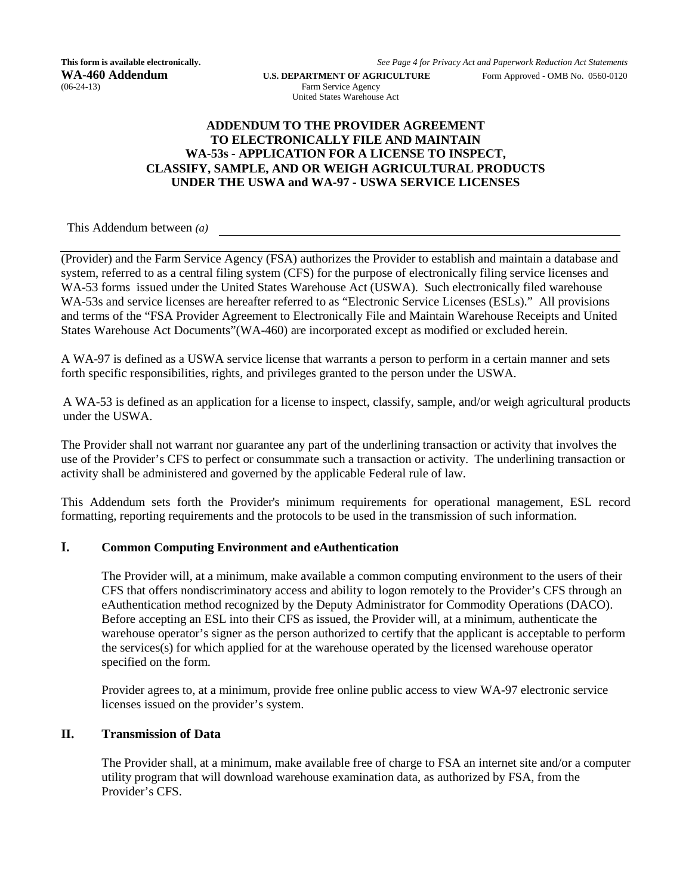**This form is available electronically.** *See Page 4 for Privacy Act and Paperwork Reduction Act Statements*

**WA-460 Addendum** **U.S. DEPARTMENT OF AGRICULTURE** Form Approved - OMB No. 0560-0120
(06-24-13) Farm Service Agency
United States Warehouse Act

# ADDENDUM TO THE PROVIDER AGREEMENT TO ELECTRONICALLY FILE AND MAINTAIN WA-53s - APPLICATION FOR A LICENSE TO INSPECT, CLASSIFY, SAMPLE, AND OR WEIGH AGRICULTURAL PRODUCTS UNDER THE USWA and WA-97 - USWA SERVICE LICENSES

This Addendum between *(a)* ____________________________________________

(Provider) and the Farm Service Agency (FSA) authorizes the Provider to establish and maintain a database and system, referred to as a central filing system (CFS) for the purpose of electronically filing service licenses and WA-53 forms issued under the United States Warehouse Act (USWA). Such electronically filed warehouse WA-53s and service licenses are hereafter referred to as "Electronic Service Licenses (ESLs)." All provisions and terms of the "FSA Provider Agreement to Electronically File and Maintain Warehouse Receipts and United States Warehouse Act Documents"(WA-460) are incorporated except as modified or excluded herein.

A WA-97 is defined as a USWA service license that warrants a person to perform in a certain manner and sets forth specific responsibilities, rights, and privileges granted to the person under the USWA.

A WA-53 is defined as an application for a license to inspect, classify, sample, and/or weigh agricultural products under the USWA.

The Provider shall not warrant nor guarantee any part of the underlining transaction or activity that involves the use of the Provider's CFS to perfect or consummate such a transaction or activity. The underlining transaction or activity shall be administered and governed by the applicable Federal rule of law.

This Addendum sets forth the Provider's minimum requirements for operational management, ESL record formatting, reporting requirements and the protocols to be used in the transmission of such information.

## I. Common Computing Environment and eAuthentication

The Provider will, at a minimum, make available a common computing environment to the users of their CFS that offers nondiscriminatory access and ability to logon remotely to the Provider's CFS through an eAuthentication method recognized by the Deputy Administrator for Commodity Operations (DACO). Before accepting an ESL into their CFS as issued, the Provider will, at a minimum, authenticate the warehouse operator's signer as the person authorized to certify that the applicant is acceptable to perform the services(s) for which applied for at the warehouse operated by the licensed warehouse operator specified on the form.

Provider agrees to, at a minimum, provide free online public access to view WA-97 electronic service licenses issued on the provider's system.

## II. Transmission of Data

The Provider shall, at a minimum, make available free of charge to FSA an internet site and/or a computer utility program that will download warehouse examination data, as authorized by FSA, from the Provider's CFS.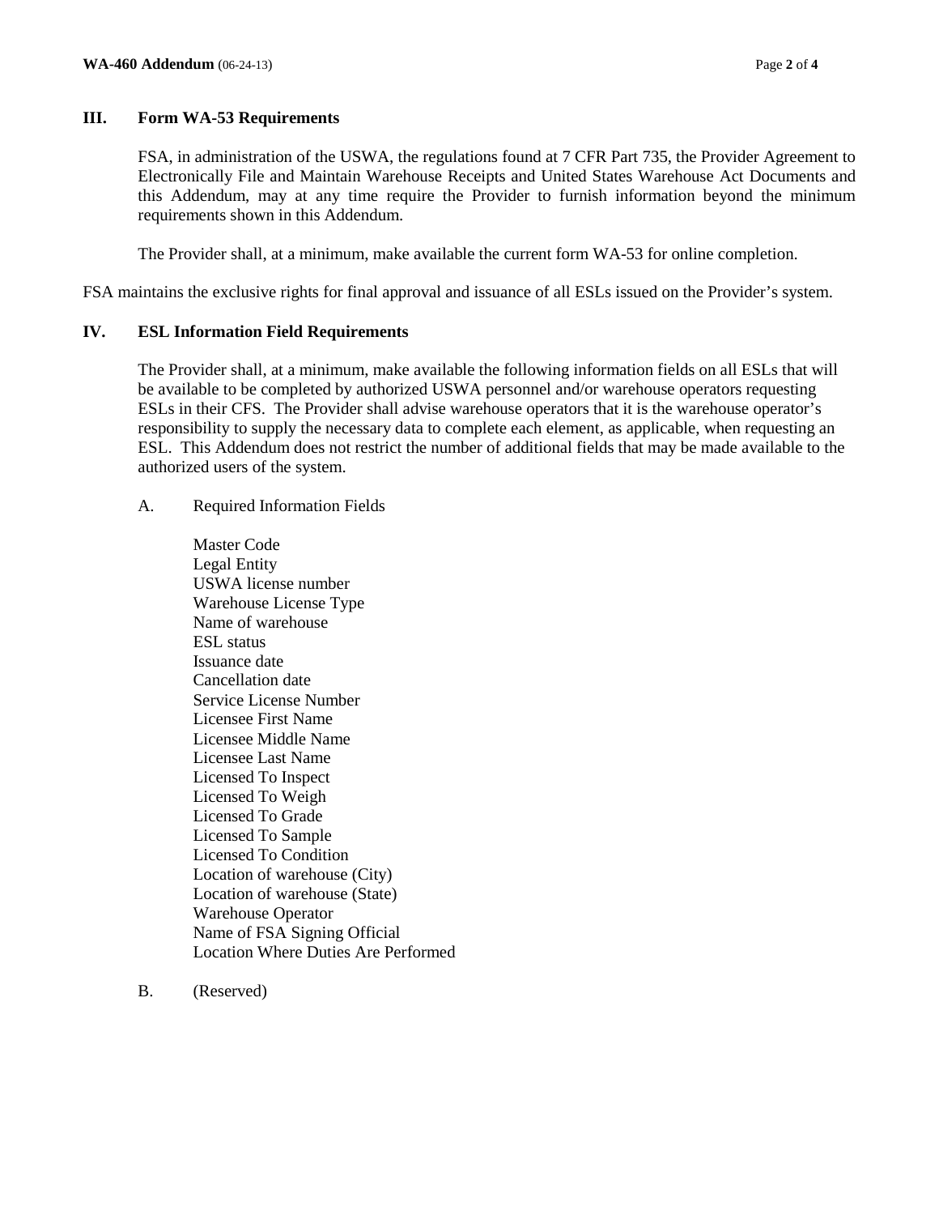## III. Form WA-53 Requirements

FSA, in administration of the USWA, the regulations found at 7 CFR Part 735, the Provider Agreement to Electronically File and Maintain Warehouse Receipts and United States Warehouse Act Documents and this Addendum, may at any time require the Provider to furnish information beyond the minimum requirements shown in this Addendum.

The Provider shall, at a minimum, make available the current form WA-53 for online completion.

FSA maintains the exclusive rights for final approval and issuance of all ESLs issued on the Provider's system.

## IV. ESL Information Field Requirements

The Provider shall, at a minimum, make available the following information fields on all ESLs that will be available to be completed by authorized USWA personnel and/or warehouse operators requesting ESLs in their CFS. The Provider shall advise warehouse operators that it is the warehouse operator's responsibility to supply the necessary data to complete each element, as applicable, when requesting an ESL. This Addendum does not restrict the number of additional fields that may be made available to the authorized users of the system.

A. Required Information Fields

Master Code
Legal Entity
USWA license number
Warehouse License Type
Name of warehouse
ESL status
Issuance date
Cancellation date
Service License Number
Licensee First Name
Licensee Middle Name
Licensee Last Name
Licensed To Inspect
Licensed To Weigh
Licensed To Grade
Licensed To Sample
Licensed To Condition
Location of warehouse (City)
Location of warehouse (State)
Warehouse Operator
Name of FSA Signing Official
Location Where Duties Are Performed

B. (Reserved)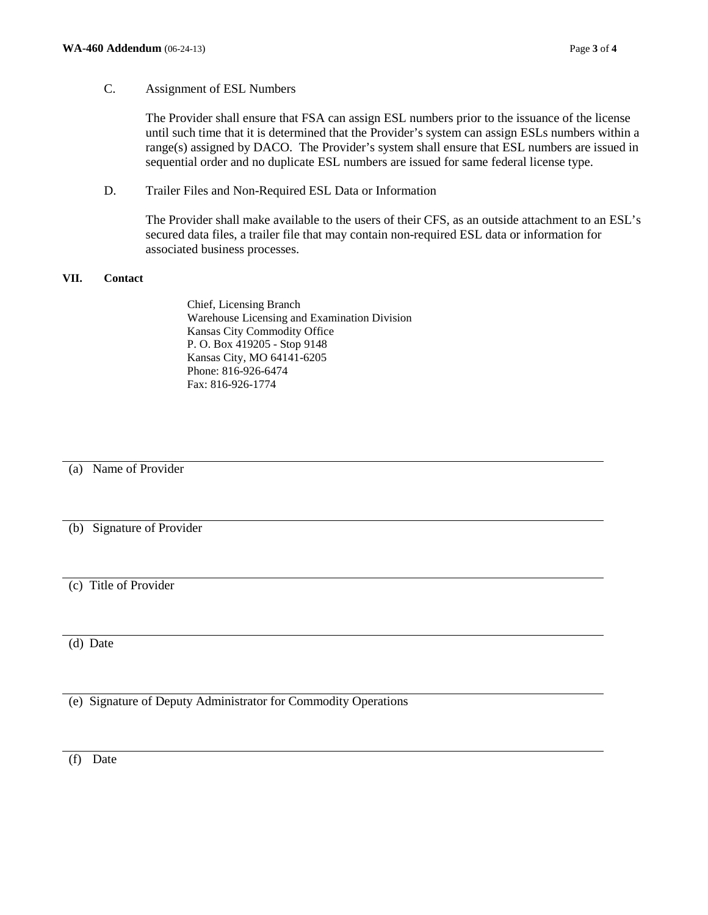C. Assignment of ESL Numbers

The Provider shall ensure that FSA can assign ESL numbers prior to the issuance of the license until such time that it is determined that the Provider's system can assign ESLs numbers within a range(s) assigned by DACO. The Provider's system shall ensure that ESL numbers are issued in sequential order and no duplicate ESL numbers are issued for same federal license type.

D. Trailer Files and Non-Required ESL Data or Information

The Provider shall make available to the users of their CFS, as an outside attachment to an ESL's secured data files, a trailer file that may contain non-required ESL data or information for associated business processes.

## VII. Contact

Chief, Licensing Branch
Warehouse Licensing and Examination Division
Kansas City Commodity Office
P. O. Box 419205 - Stop 9148
Kansas City, MO 64141-6205
Phone: 816-926-6474
Fax: 816-926-1774

---

(a) Name of Provider

---

(b) Signature of Provider

---

(c) Title of Provider

---

(d) Date

---

(e) Signature of Deputy Administrator for Commodity Operations

---

(f) Date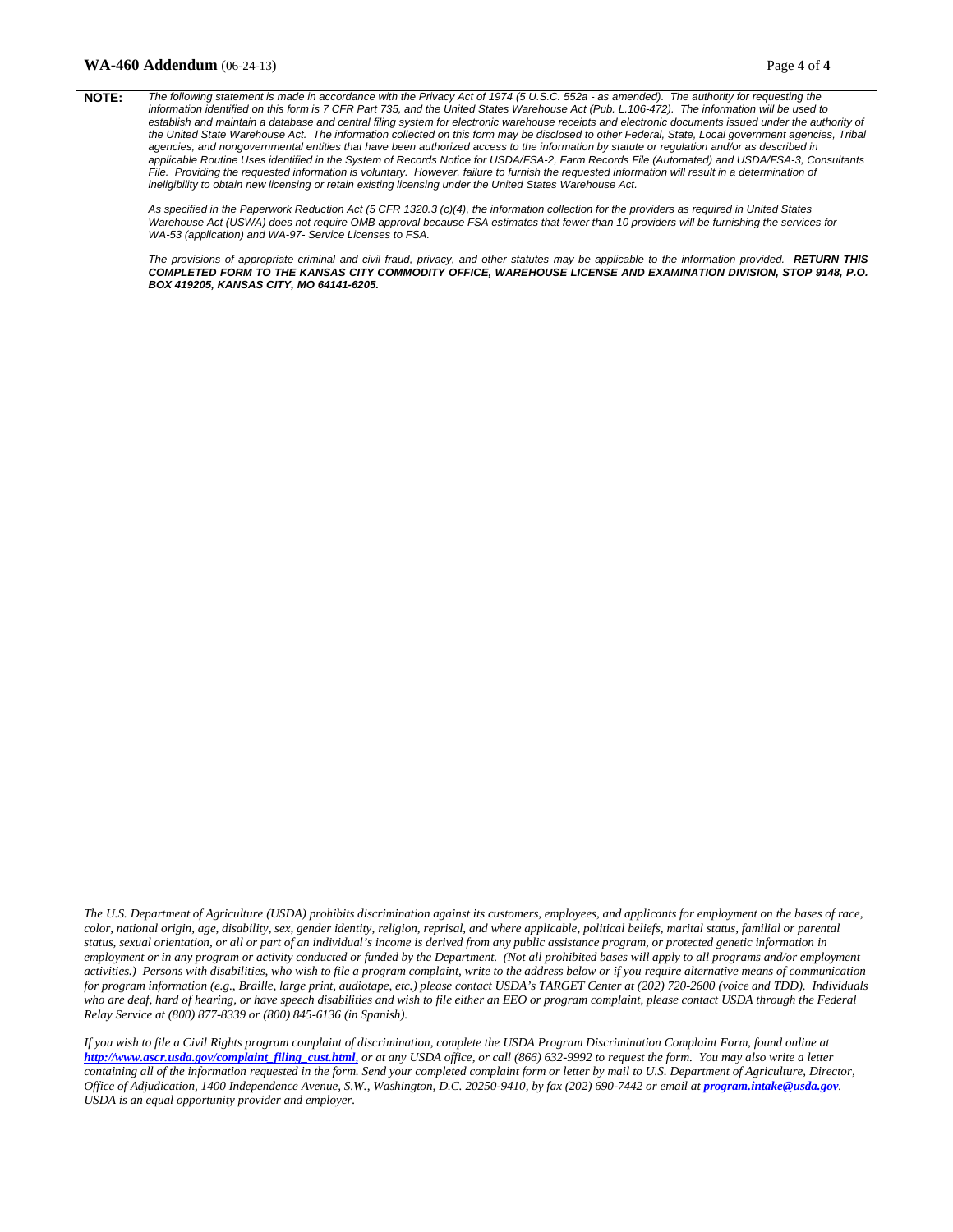**NOTE:** *The following statement is made in accordance with the Privacy Act of 1974 (5 U.S.C. 552a - as amended). The authority for requesting the information identified on this form is 7 CFR Part 735, and the United States Warehouse Act (Pub. L.106-472). The information will be used to establish and maintain a database and central filing system for electronic warehouse receipts and electronic documents issued under the authority of the United State Warehouse Act. The information collected on this form may be disclosed to other Federal, State, Local government agencies, Tribal agencies, and nongovernmental entities that have been authorized access to the information by statute or regulation and/or as described in applicable Routine Uses identified in the System of Records Notice for USDA/FSA-2, Farm Records File (Automated) and USDA/FSA-3, Consultants File. Providing the requested information is voluntary. However, failure to furnish the requested information will result in a determination of ineligibility to obtain new licensing or retain existing licensing under the United States Warehouse Act.*

*As specified in the Paperwork Reduction Act (5 CFR 1320.3 (c)(4), the information collection for the providers as required in United States Warehouse Act (USWA) does not require OMB approval because FSA estimates that fewer than 10 providers will be furnishing the services for WA-53 (application) and WA-97- Service Licenses to FSA.*

*The provisions of appropriate criminal and civil fraud, privacy, and other statutes may be applicable to the information provided.* ***RETURN THIS COMPLETED FORM TO THE KANSAS CITY COMMODITY OFFICE, WAREHOUSE LICENSE AND EXAMINATION DIVISION, STOP 9148, P.O. BOX 419205, KANSAS CITY, MO 64141-6205.***

*The U.S. Department of Agriculture (USDA) prohibits discrimination against its customers, employees, and applicants for employment on the bases of race, color, national origin, age, disability, sex, gender identity, religion, reprisal, and where applicable, political beliefs, marital status, familial or parental status, sexual orientation, or all or part of an individual's income is derived from any public assistance program, or protected genetic information in employment or in any program or activity conducted or funded by the Department. (Not all prohibited bases will apply to all programs and/or employment activities.) Persons with disabilities, who wish to file a program complaint, write to the address below or if you require alternative means of communication for program information (e.g., Braille, large print, audiotape, etc.) please contact USDA's TARGET Center at (202) 720-2600 (voice and TDD). Individuals who are deaf, hard of hearing, or have speech disabilities and wish to file either an EEO or program complaint, please contact USDA through the Federal Relay Service at (800) 877-8339 or (800) 845-6136 (in Spanish).*

*If you wish to file a Civil Rights program complaint of discrimination, complete the USDA Program Discrimination Complaint Form, found online at* ***http://www.ascr.usda.gov/complaint_filing_cust.html****, or at any USDA office, or call (866) 632-9992 to request the form. You may also write a letter containing all of the information requested in the form. Send your completed complaint form or letter by mail to U.S. Department of Agriculture, Director, Office of Adjudication, 1400 Independence Avenue, S.W., Washington, D.C. 20250-9410, by fax (202) 690-7442 or email at* ***program.intake@usda.gov****. USDA is an equal opportunity provider and employer.*